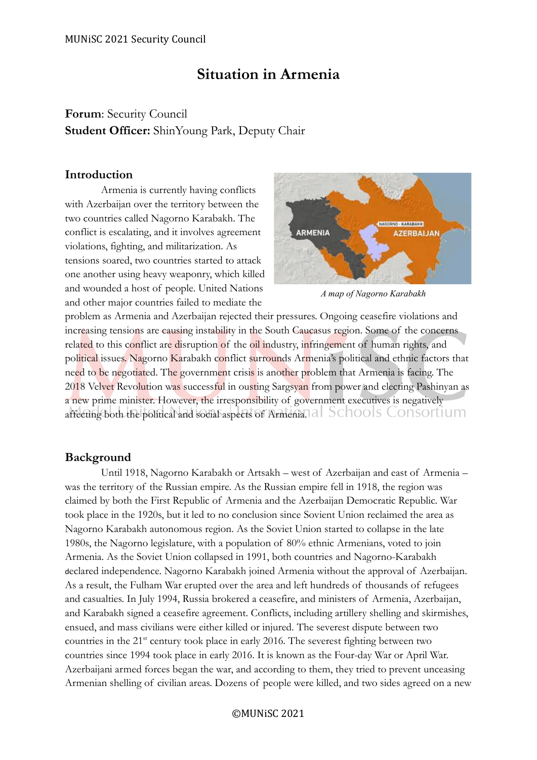# Situation in Armenia

**Forum**: Security Council
**Student Officer:** ShinYoung Park, Deputy Chair

## Introduction

Armenia is currently having conflicts with Azerbaijan over the territory between the two countries called Nagorno Karabakh. The conflict is escalating, and it involves agreement violations, fighting, and militarization. As tensions soared, two countries started to attack one another using heavy weaponry, which killed and wounded a host of people. United Nations and other major countries failed to mediate the problem as Armenia and Azerbaijan rejected their pressures. Ongoing ceasefire violations and increasing tensions are causing instability in the South Caucasus region. Some of the concerns related to this conflict are disruption of the oil industry, infringement of human rights, and political issues. Nagorno Karabakh conflict surrounds Armenia's political and ethnic factors that need to be negotiated. The government crisis is another problem that Armenia is facing. The 2018 Velvet Revolution was successful in ousting Sargsyan from power and electing Pashinyan as a new prime minister. However, the irresponsibility of government executives is negatively affecting both the political and social aspects of Armenia.

*A map of Nagorno Karabakh*

## Background

Until 1918, Nagorno Karabakh or Artsakh – west of Azerbaijan and east of Armenia – was the territory of the Russian empire. As the Russian empire fell in 1918, the region was claimed by both the First Republic of Armenia and the Azerbaijan Democratic Republic. War took place in the 1920s, but it led to no conclusion since Sovient Union reclaimed the area as Nagorno Karabakh autonomous region. As the Soviet Union started to collapse in the late 1980s, the Nagorno legislature, with a population of 80% ethnic Armenians, voted to join Armenia. As the Soviet Union collapsed in 1991, both countries and Nagorno-Karabakh declared independence. Nagorno Karabakh joined Armenia without the approval of Azerbaijan. As a result, the Fulham War erupted over the area and left hundreds of thousands of refugees and casualties. In July 1994, Russia brokered a ceasefire, and ministers of Armenia, Azerbaijan, and Karabakh signed a ceasefire agreement. Conflicts, including artillery shelling and skirmishes, ensued, and mass civilians were either killed or injured. The severest dispute between two countries in the 21st century took place in early 2016. The severest fighting between two countries since 1994 took place in early 2016. It is known as the Four-day War or April War. Azerbaijani armed forces began the war, and according to them, they tried to prevent unceasing Armenian shelling of civilian areas. Dozens of people were killed, and two sides agreed on a new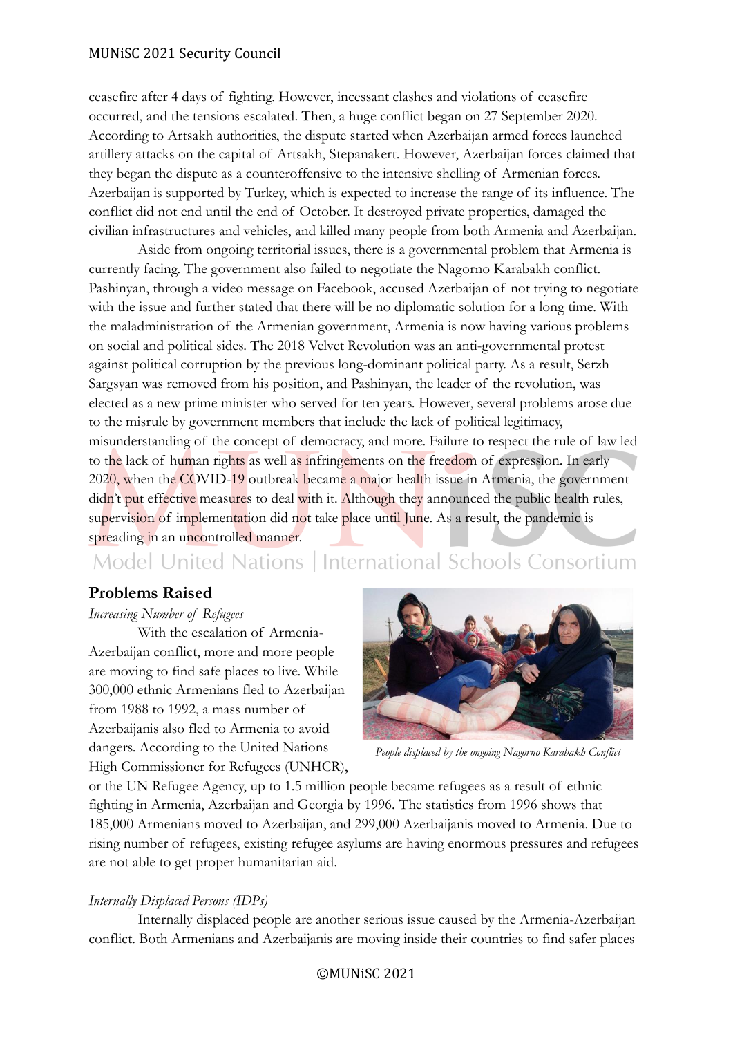ceasefire after 4 days of fighting. However, incessant clashes and violations of ceasefire occurred, and the tensions escalated. Then, a huge conflict began on 27 September 2020. According to Artsakh authorities, the dispute started when Azerbaijan armed forces launched artillery attacks on the capital of Artsakh, Stepanakert. However, Azerbaijan forces claimed that they began the dispute as a counteroffensive to the intensive shelling of Armenian forces. Azerbaijan is supported by Turkey, which is expected to increase the range of its influence. The conflict did not end until the end of October. It destroyed private properties, damaged the civilian infrastructures and vehicles, and killed many people from both Armenia and Azerbaijan.

Aside from ongoing territorial issues, there is a governmental problem that Armenia is currently facing. The government also failed to negotiate the Nagorno Karabakh conflict. Pashinyan, through a video message on Facebook, accused Azerbaijan of not trying to negotiate with the issue and further stated that there will be no diplomatic solution for a long time. With the maladministration of the Armenian government, Armenia is now having various problems on social and political sides. The 2018 Velvet Revolution was an anti-governmental protest against political corruption by the previous long-dominant political party. As a result, Serzh Sargsyan was removed from his position, and Pashinyan, the leader of the revolution, was elected as a new prime minister who served for ten years. However, several problems arose due to the misrule by government members that include the lack of political legitimacy, misunderstanding of the concept of democracy, and more. Failure to respect the rule of law led to the lack of human rights as well as infringements on the freedom of expression. In early 2020, when the COVID-19 outbreak became a major health issue in Armenia, the government didn't put effective measures to deal with it. Although they announced the public health rules, supervision of implementation did not take place until June. As a result, the pandemic is spreading in an uncontrolled manner.

## Problems Raised

*Increasing Number of Refugees*

With the escalation of Armenia-Azerbaijan conflict, more and more people are moving to find safe places to live. While 300,000 ethnic Armenians fled to Azerbaijan from 1988 to 1992, a mass number of Azerbaijanis also fled to Armenia to avoid dangers. According to the United Nations High Commissioner for Refugees (UNHCR), or the UN Refugee Agency, up to 1.5 million people became refugees as a result of ethnic fighting in Armenia, Azerbaijan and Georgia by 1996. The statistics from 1996 shows that 185,000 Armenians moved to Azerbaijan, and 299,000 Azerbaijanis moved to Armenia. Due to rising number of refugees, existing refugee asylums are having enormous pressures and refugees are not able to get proper humanitarian aid.

*People displaced by the ongoing Nagorno Karabakh Conflict*

*Internally Displaced Persons (IDPs)*

Internally displaced people are another serious issue caused by the Armenia-Azerbaijan conflict. Both Armenians and Azerbaijanis are moving inside their countries to find safer places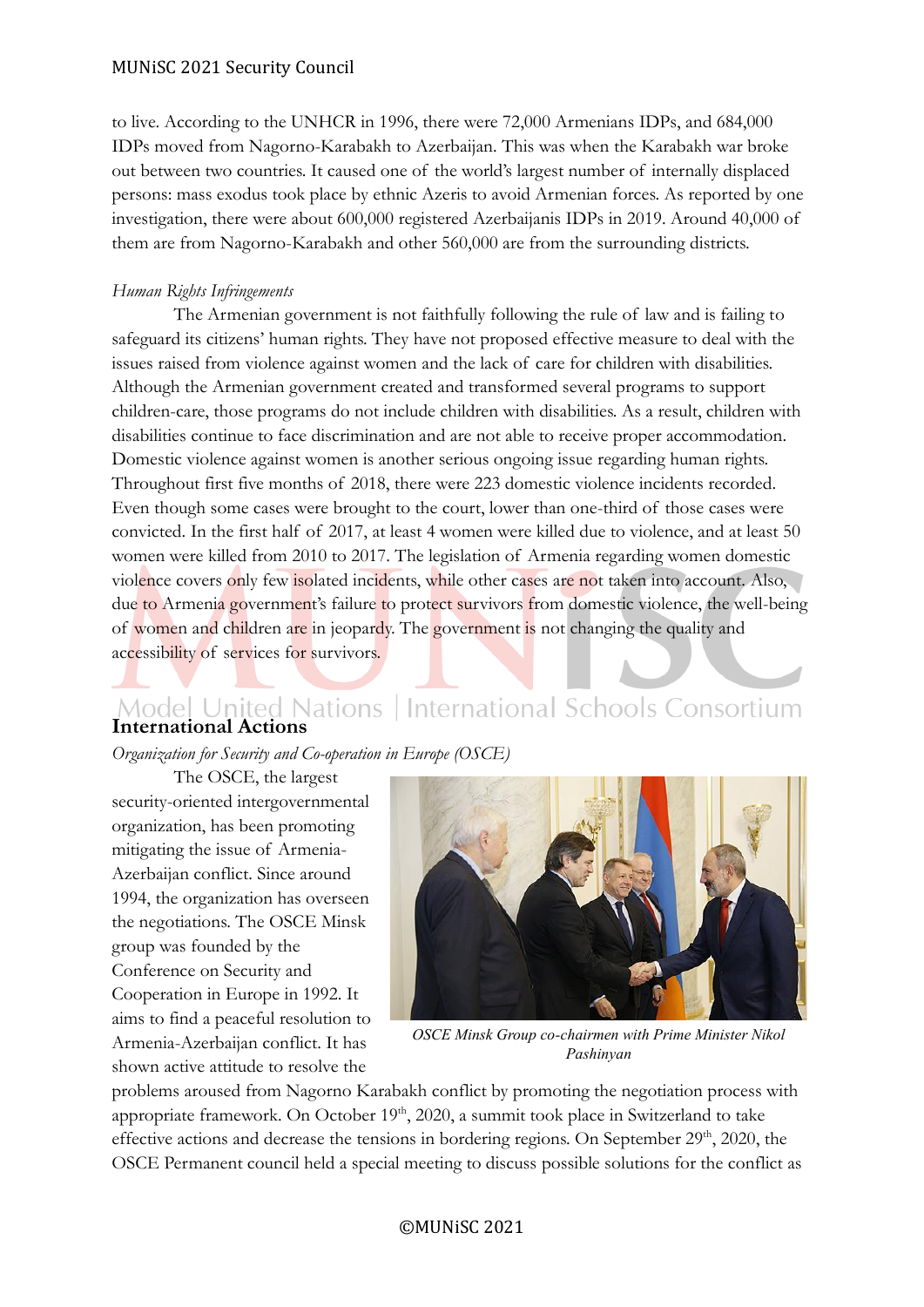to live. According to the UNHCR in 1996, there were 72,000 Armenians IDPs, and 684,000 IDPs moved from Nagorno-Karabakh to Azerbaijan. This was when the Karabakh war broke out between two countries. It caused one of the world's largest number of internally displaced persons: mass exodus took place by ethnic Azeris to avoid Armenian forces. As reported by one investigation, there were about 600,000 registered Azerbaijanis IDPs in 2019. Around 40,000 of them are from Nagorno-Karabakh and other 560,000 are from the surrounding districts.

*Human Rights Infringements*

The Armenian government is not faithfully following the rule of law and is failing to safeguard its citizens' human rights. They have not proposed effective measure to deal with the issues raised from violence against women and the lack of care for children with disabilities. Although the Armenian government created and transformed several programs to support children-care, those programs do not include children with disabilities. As a result, children with disabilities continue to face discrimination and are not able to receive proper accommodation. Domestic violence against women is another serious ongoing issue regarding human rights. Throughout first five months of 2018, there were 223 domestic violence incidents recorded. Even though some cases were brought to the court, lower than one-third of those cases were convicted. In the first half of 2017, at least 4 women were killed due to violence, and at least 50 women were killed from 2010 to 2017. The legislation of Armenia regarding women domestic violence covers only few isolated incidents, while other cases are not taken into account. Also, due to Armenia government's failure to protect survivors from domestic violence, the well-being of women and children are in jeopardy. The government is not changing the quality and accessibility of services for survivors.

## International Actions

*Organization for Security and Co-operation in Europe (OSCE)*

The OSCE, the largest security-oriented intergovernmental organization, has been promoting mitigating the issue of Armenia-Azerbaijan conflict. Since around 1994, the organization has overseen the negotiations. The OSCE Minsk group was founded by the Conference on Security and Cooperation in Europe in 1992. It aims to find a peaceful resolution to Armenia-Azerbaijan conflict. It has shown active attitude to resolve the problems aroused from Nagorno Karabakh conflict by promoting the negotiation process with appropriate framework. On October 19th, 2020, a summit took place in Switzerland to take effective actions and decrease the tensions in bordering regions. On September 29th, 2020, the OSCE Permanent council held a special meeting to discuss possible solutions for the conflict as

*OSCE Minsk Group co-chairmen with Prime Minister Nikol Pashinyan*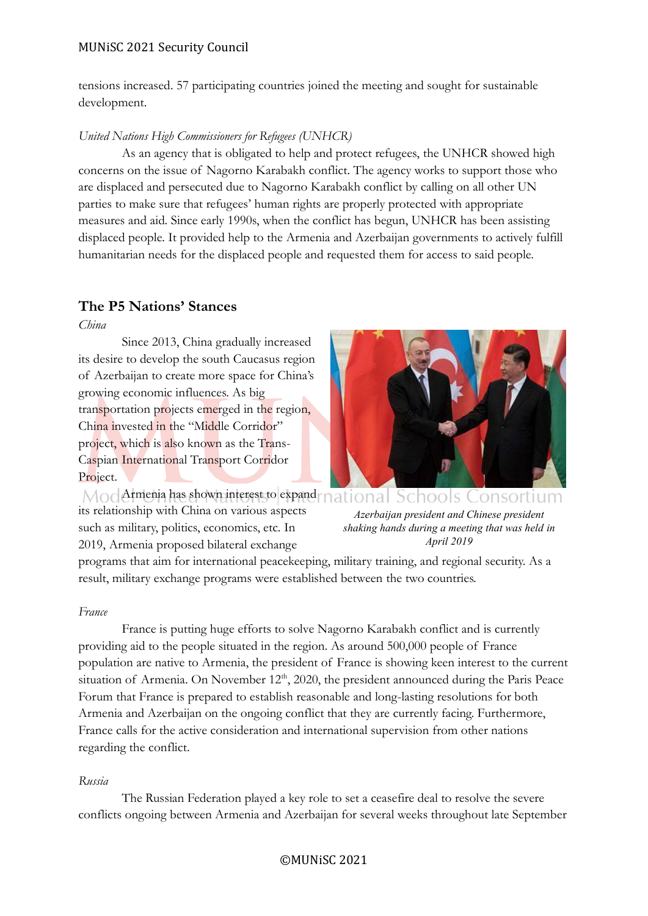tensions increased. 57 participating countries joined the meeting and sought for sustainable development.

*United Nations High Commissioners for Refugees (UNHCR)*

As an agency that is obligated to help and protect refugees, the UNHCR showed high concerns on the issue of Nagorno Karabakh conflict. The agency works to support those who are displaced and persecuted due to Nagorno Karabakh conflict by calling on all other UN parties to make sure that refugees' human rights are properly protected with appropriate measures and aid. Since early 1990s, when the conflict has begun, UNHCR has been assisting displaced people. It provided help to the Armenia and Azerbaijan governments to actively fulfill humanitarian needs for the displaced people and requested them for access to said people.

## The P5 Nations' Stances

*China*

Since 2013, China gradually increased its desire to develop the south Caucasus region of Azerbaijan to create more space for China's growing economic influences. As big transportation projects emerged in the region, China invested in the "Middle Corridor" project, which is also known as the Trans-Caspian International Transport Corridor Project.

*Azerbaijan president and Chinese president shaking hands during a meeting that was held in April 2019*

Armenia has shown interest to expand its relationship with China on various aspects such as military, politics, economics, etc. In 2019, Armenia proposed bilateral exchange programs that aim for international peacekeeping, military training, and regional security. As a result, military exchange programs were established between the two countries.

*France*

France is putting huge efforts to solve Nagorno Karabakh conflict and is currently providing aid to the people situated in the region. As around 500,000 people of France population are native to Armenia, the president of France is showing keen interest to the current situation of Armenia. On November 12th, 2020, the president announced during the Paris Peace Forum that France is prepared to establish reasonable and long-lasting resolutions for both Armenia and Azerbaijan on the ongoing conflict that they are currently facing. Furthermore, France calls for the active consideration and international supervision from other nations regarding the conflict.

*Russia*

The Russian Federation played a key role to set a ceasefire deal to resolve the severe conflicts ongoing between Armenia and Azerbaijan for several weeks throughout late September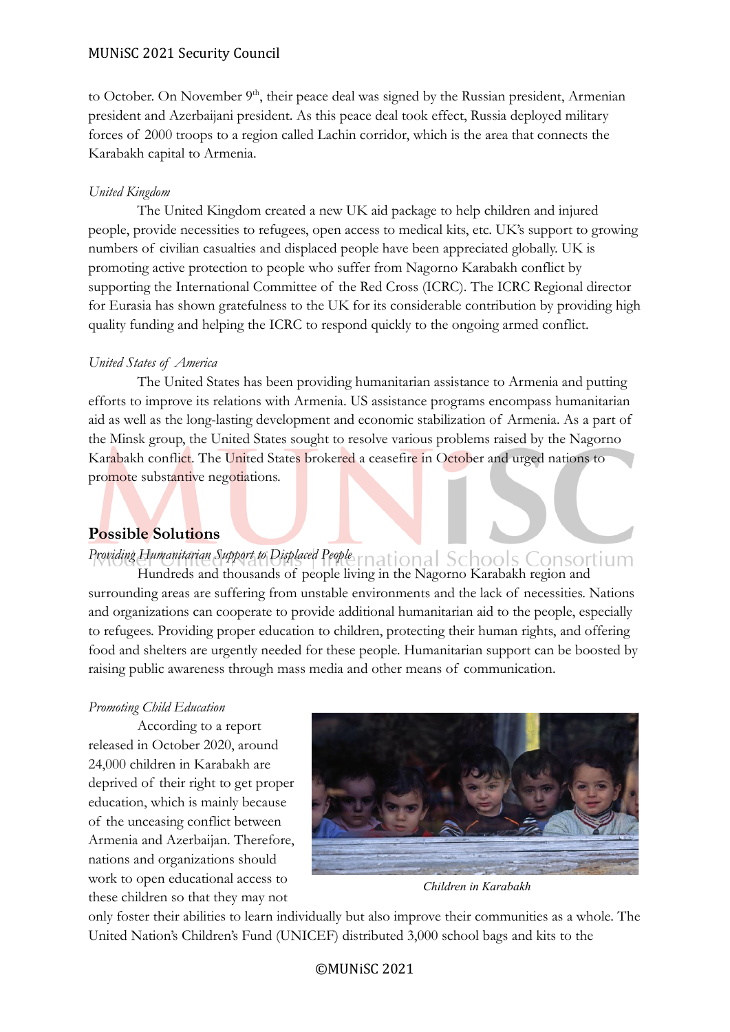to October. On November 9th, their peace deal was signed by the Russian president, Armenian president and Azerbaijani president. As this peace deal took effect, Russia deployed military forces of 2000 troops to a region called Lachin corridor, which is the area that connects the Karabakh capital to Armenia.

*United Kingdom*

The United Kingdom created a new UK aid package to help children and injured people, provide necessities to refugees, open access to medical kits, etc. UK's support to growing numbers of civilian casualties and displaced people have been appreciated globally. UK is promoting active protection to people who suffer from Nagorno Karabakh conflict by supporting the International Committee of the Red Cross (ICRC). The ICRC Regional director for Eurasia has shown gratefulness to the UK for its considerable contribution by providing high quality funding and helping the ICRC to respond quickly to the ongoing armed conflict.

*United States of America*

The United States has been providing humanitarian assistance to Armenia and putting efforts to improve its relations with Armenia. US assistance programs encompass humanitarian aid as well as the long-lasting development and economic stabilization of Armenia. As a part of the Minsk group, the United States sought to resolve various problems raised by the Nagorno Karabakh conflict. The United States brokered a ceasefire in October and urged nations to promote substantive negotiations.

## Possible Solutions

*Providing Humanitarian Support to Displaced People*

Hundreds and thousands of people living in the Nagorno Karabakh region and surrounding areas are suffering from unstable environments and the lack of necessities. Nations and organizations can cooperate to provide additional humanitarian aid to the people, especially to refugees. Providing proper education to children, protecting their human rights, and offering food and shelters are urgently needed for these people. Humanitarian support can be boosted by raising public awareness through mass media and other means of communication.

*Promoting Child Education*

According to a report released in October 2020, around 24,000 children in Karabakh are deprived of their right to get proper education, which is mainly because of the unceasing conflict between Armenia and Azerbaijan. Therefore, nations and organizations should work to open educational access to these children so that they may not only foster their abilities to learn individually but also improve their communities as a whole. The United Nation's Children's Fund (UNICEF) distributed 3,000 school bags and kits to the

*Children in Karabakh*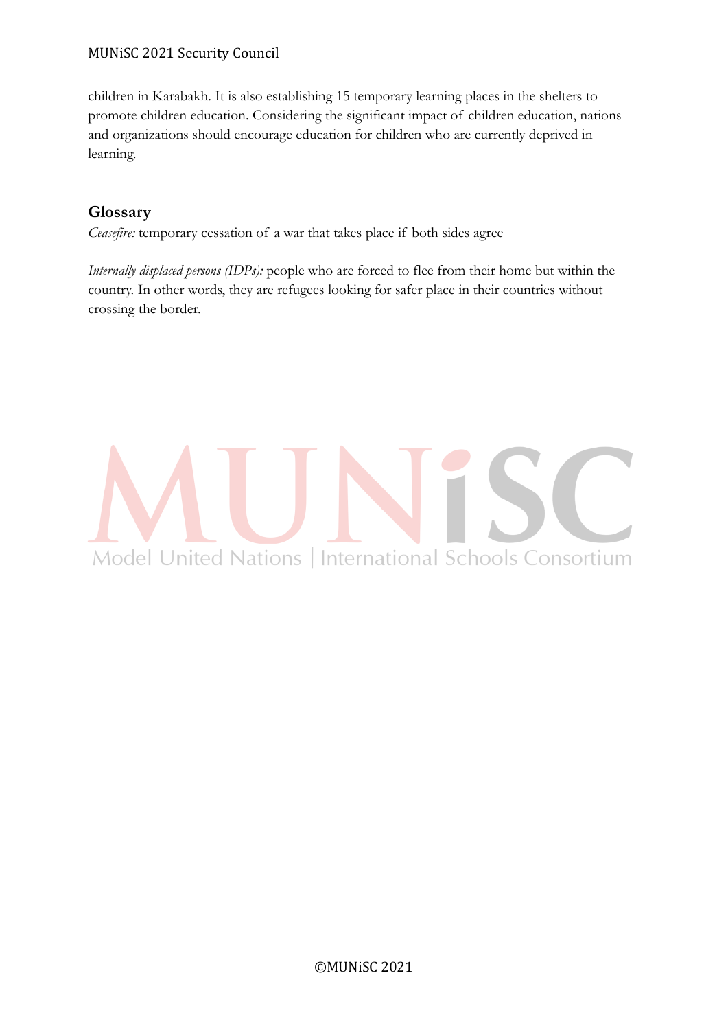children in Karabakh. It is also establishing 15 temporary learning places in the shelters to promote children education. Considering the significant impact of children education, nations and organizations should encourage education for children who are currently deprived in learning.

## Glossary

*Ceasefire:* temporary cessation of a war that takes place if both sides agree

*Internally displaced persons (IDPs):* people who are forced to flee from their home but within the country. In other words, they are refugees looking for safer place in their countries without crossing the border.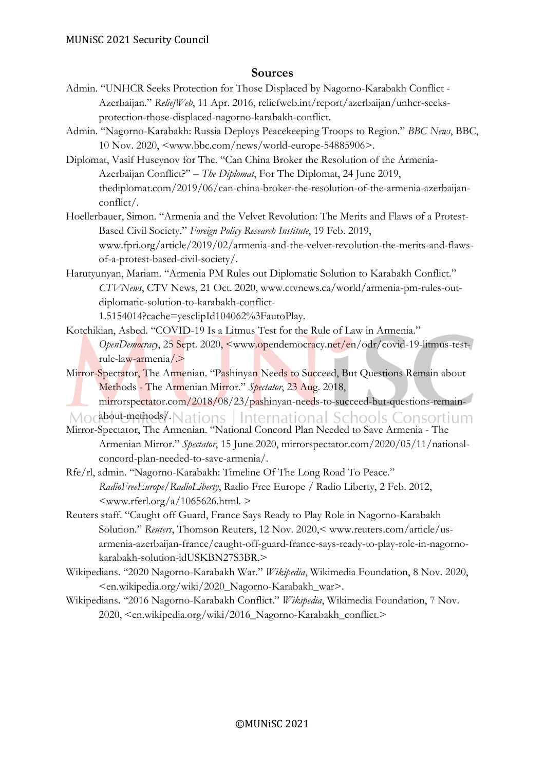## Sources

Admin. "UNHCR Seeks Protection for Those Displaced by Nagorno-Karabakh Conflict - Azerbaijan." *ReliefWeb*, 11 Apr. 2016, reliefweb.int/report/azerbaijan/unhcr-seeks-protection-those-displaced-nagorno-karabakh-conflict.

Admin. "Nagorno-Karabakh: Russia Deploys Peacekeeping Troops to Region." *BBC News*, BBC, 10 Nov. 2020, <www.bbc.com/news/world-europe-54885906>.

Diplomat, Vasif Huseynov for The. "Can China Broker the Resolution of the Armenia-Azerbaijan Conflict?" – *The Diplomat*, For The Diplomat, 24 June 2019, thediplomat.com/2019/06/can-china-broker-the-resolution-of-the-armenia-azerbaijan-conflict/.

Hoellerbauer, Simon. "Armenia and the Velvet Revolution: The Merits and Flaws of a Protest-Based Civil Society." *Foreign Policy Research Institute*, 19 Feb. 2019, www.fpri.org/article/2019/02/armenia-and-the-velvet-revolution-the-merits-and-flaws-of-a-protest-based-civil-society/.

Harutyunyan, Mariam. "Armenia PM Rules out Diplomatic Solution to Karabakh Conflict." *CTVNews*, CTV News, 21 Oct. 2020, www.ctvnews.ca/world/armenia-pm-rules-out-diplomatic-solution-to-karabakh-conflict-1.5154014?cache=yesclipId104062%3FautoPlay.

Kotchikian, Asbed. "COVID-19 Is a Litmus Test for the Rule of Law in Armenia." *OpenDemocracy*, 25 Sept. 2020, <www.opendemocracy.net/en/odr/covid-19-litmus-test-rule-law-armenia/.>

Mirror-Spectator, The Armenian. "Pashinyan Needs to Succeed, But Questions Remain about Methods - The Armenian Mirror." *Spectator*, 23 Aug. 2018, mirrorspectator.com/2018/08/23/pashinyan-needs-to-succeed-but-questions-remain-about-methods/.

Mirror-Spectator, The Armenian. "National Concord Plan Needed to Save Armenia - The Armenian Mirror." *Spectator*, 15 June 2020, mirrorspectator.com/2020/05/11/national-concord-plan-needed-to-save-armenia/.

Rfe/rl, admin. "Nagorno-Karabakh: Timeline Of The Long Road To Peace." *RadioFreeEurope/RadioLiberty*, Radio Free Europe / Radio Liberty, 2 Feb. 2012, <www.rferl.org/a/1065626.html. >

Reuters staff. "Caught off Guard, France Says Ready to Play Role in Nagorno-Karabakh Solution." *Reuters*, Thomson Reuters, 12 Nov. 2020,< www.reuters.com/article/us-armenia-azerbaijan-france/caught-off-guard-france-says-ready-to-play-role-in-nagorno-karabakh-solution-idUSKBN27S3BR.>

Wikipedians. "2020 Nagorno-Karabakh War." *Wikipedia*, Wikimedia Foundation, 8 Nov. 2020, <en.wikipedia.org/wiki/2020_Nagorno-Karabakh_war>.

Wikipedians. "2016 Nagorno-Karabakh Conflict." *Wikipedia*, Wikimedia Foundation, 7 Nov. 2020, <en.wikipedia.org/wiki/2016_Nagorno-Karabakh_conflict.>